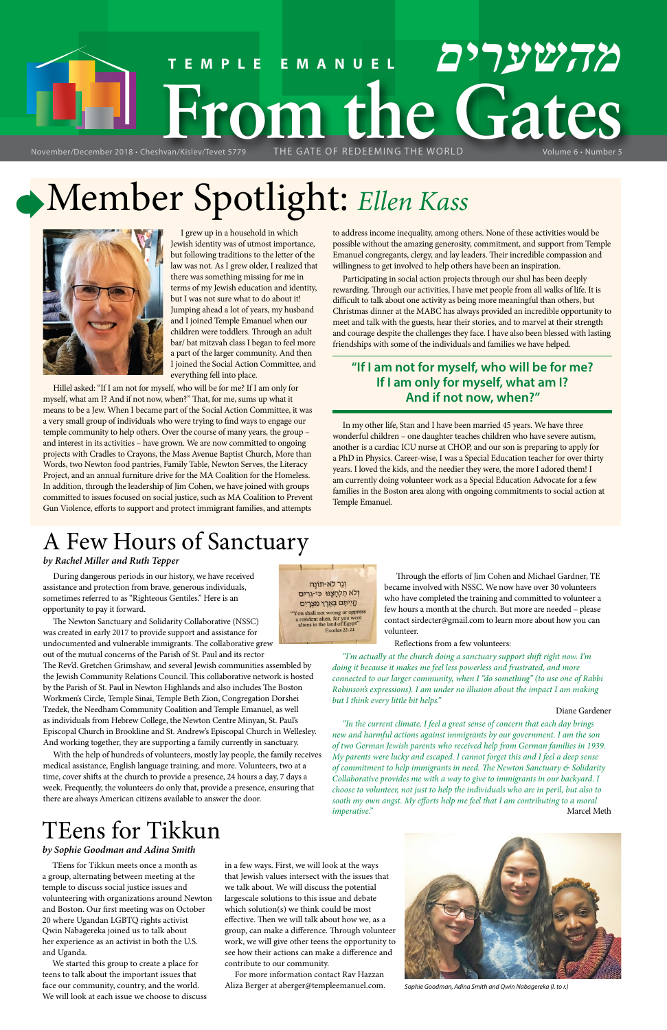# Temple Emanuel — From the Gates — מהשערים

November/December 2018 • Cheshvan/Kislev/Tevet 5779 — THE GATE OF REDEEMING THE WORLD

## Member Spotlight: *Ellen Kass*

I grew up in a household in which Jewish identity was of utmost importance, but following traditions to the letter of the law was not. As I grew older, I realized that there was something missing for me in terms of my Jewish education and identity, but I was not sure what to do about it! Jumping ahead a lot of years, my husband and I joined Temple Emanuel when our children were toddlers. Through an adult bar/ bat mitzvah class I began to feel more a part of the larger community. And then I joined the Social Action Committee, and everything fell into place.

Hillel asked: "If I am not for myself, who will be for me? If I am only for myself, what am I? And if not now, when?" That, for me, sums up what it means to be a Jew. When I became part of the Social Action Committee, it was a very small group of individuals who were trying to find ways to engage our temple community to help others. Over the course of many years, the group – and interest in its activities – have grown. We are now committed to ongoing projects with Cradles to Crayons, the Mass Avenue Baptist Church, More than Words, two Newton food pantries, Family Table, Newton Serves, the Literacy Project, and an annual furniture drive for the MA Coalition for the Homeless. In addition, through the leadership of Jim Cohen, we have joined with groups committed to issues focused on social justice, such as MA Coalition to Prevent Gun Violence, efforts to support and protect immigrant families, and attempts to address income inequality, among others. None of these activities would be possible without the amazing generosity, commitment, and support from Temple Emanuel congregants, clergy, and lay leaders. Their incredible compassion and willingness to get involved to help others have been an inspiration.

Participating in social action projects through our shul has been deeply rewarding. Through our activities, I have met people from all walks of life. It is difficult to talk about one activity as being more meaningful than others, but Christmas dinner at the MABC has always provided an incredible opportunity to meet and talk with the guests, hear their stories, and to marvel at their strength and courage despite the challenges they face. I have also been blessed with lasting friendships with some of the individuals and families we have helped.

> **"If I am not for myself, who will be for me? If I am only for myself, what am I? And if not now, when?"**

In my other life, Stan and I have been married 45 years. We have three wonderful children – one daughter teaches children who have severe autism, another is a cardiac ICU nurse at CHOP, and our son is preparing to apply for a PhD in Physics. Career-wise, I was a Special Education teacher for over thirty years. I loved the kids, and the needier they were, the more I adored them! I am currently doing volunteer work as a Special Education Advocate for a few families in the Boston area along with ongoing commitments to social action at Temple Emanuel.

## A Few Hours of Sanctuary

*by Rachel Miller and Ruth Tepper*

During dangerous periods in our history, we have received assistance and protection from brave, generous individuals, sometimes referred to as "Righteous Gentiles." Here is an opportunity to pay it forward.

The Newton Sanctuary and Solidarity Collaborative (NSSC) was created in early 2017 to provide support and assistance for undocumented and vulnerable immigrants. The collaborative grew out of the mutual concerns of the Parish of St. Paul and its rector The Rev'd. Gretchen Grimshaw, and several Jewish communities assembled by the Jewish Community Relations Council. This collaborative network is hosted by the Parish of St. Paul in Newton Highlands and also includes The Boston Workmen's Circle, Temple Sinai, Temple Beth Zion, Congregation Dorshei Tzedek, the Needham Community Coalition and Temple Emanuel, as well as individuals from Hebrew College, the Newton Centre Minyan, St. Paul's Episcopal Church in Brookline and St. Andrew's Episcopal Church in Wellesley. And working together, they are supporting a family currently in sanctuary.

With the help of hundreds of volunteers, mostly lay people, the family receives medical assistance, English language training, and more. Volunteers, two at a time, cover shifts at the church to provide a presence, 24 hours a day, 7 days a week. Frequently, the volunteers do only that, provide a presence, ensuring that there are always American citizens available to answer the door.

וְגֵר לֹא-תוֹנֶה
וְלֹא תִלְחָצֶנּוּ כִּי-גֵרִים
הֱיִיתֶם בְּאֶרֶץ מִצְרָיִם

"You shall not wrong or oppress a resident alien, for you were aliens in the land of Egypt" Exodus 22:21

Through the efforts of Jim Cohen and Michael Gardner, TE became involved with NSSC. We now have over 30 volunteers who have completed the training and committed to volunteer a few hours a month at the church. But more are needed – please contact sirdecter@gmail.com to learn more about how you can volunteer.

Reflections from a few volunteers:

*"I'm actually at the church doing a sanctuary support shift right now. I'm doing it because it makes me feel less powerless and frustrated, and more connected to our larger community, when I "do something" (to use one of Rabbi Robinson's expressions). I am under no illusion about the impact I am making but I think every little bit helps."*

Diane Gardener

*"In the current climate, I feel a great sense of concern that each day brings new and harmful actions against immigrants by our government. I am the son of two German Jewish parents who received help from German families in 1939. My parents were lucky and escaped. I cannot forget this and I feel a deep sense of commitment to help immigrants in need. The Newton Sanctuary & Solidarity Collaborative provides me with a way to give to immigrants in our backyard. I choose to volunteer, not just to help the individuals who are in peril, but also to sooth my own angst. My efforts help me feel that I am contributing to a moral imperative."*

Marcel Meth

## TEens for Tikkun

*by Sophie Goodman and Adina Smith*

TEens for Tikkun meets once a month as a group, alternating between meeting at the temple to discuss social justice issues and volunteering with organizations around Newton and Boston. Our first meeting was on October 20 where Ugandan LGBTQ rights activist Qwin Nabagereka joined us to talk about her experience as an activist in both the U.S. and Uganda.

We started this group to create a place for teens to talk about the important issues that face our community, country, and the world. We will look at each issue we choose to discuss in a few ways. First, we will look at the ways that Jewish values intersect with the issues that we talk about. We will discuss the potential largescale solutions to this issue and debate which solution(s) we think could be most effective. Then we will talk about how we, as a group, can make a difference. Through volunteer work, we will give other teens the opportunity to see how their actions can make a difference and contribute to our community.

For more information contact Rav Hazzan Aliza Berger at aberger@templeemanuel.com.

*Sophie Goodman, Adina Smith and Qwin Nabagereka (l. to r.)*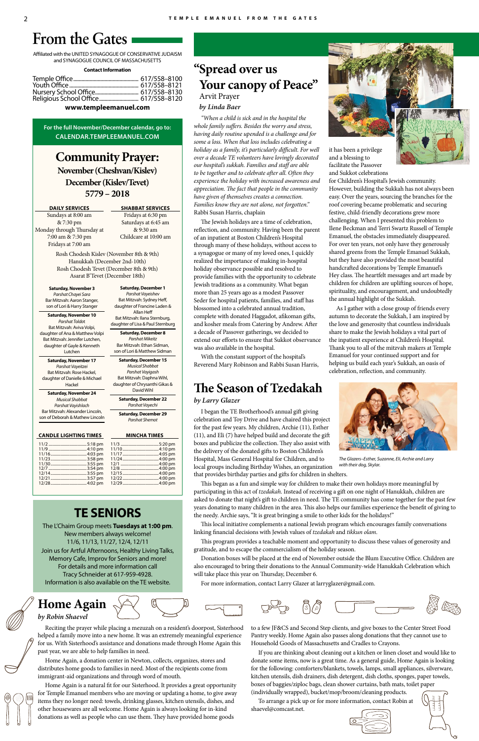# From the Gates

Affiliated with the UNITED SYNAGOGUE OF CONSERVATIVE JUDAISM and SYNAGOGUE COUNCIL OF MASSACHUSETTS

**Contact Information**

| | |
|---|---|
| Temple Office | 617/558–8100 |
| Youth Office | 617/558–8121 |
| Nursery School Office | 617/558–8130 |
| Religious School Office | 617/558–8120 |

**www.templeemanuel.com**

For the full November/December calendar, go to:
CALENDAR.TEMPLEEMANUEL.COM

## Community Prayer:
### November (Cheshvan/Kislev)
### December (Kislev/Tevet)
### 5779 – 2018

**DAILY SERVICES**
Sundays at 8:00 am & 7:30 pm
Monday through Thursday at 7:00 am & 7:30 pm
Fridays at 7:00 am

**SHABBAT SERVICES**
Fridays at 6:30 pm
Saturdays at 6:45 am & 9:30 am
Childcare at 10:00 am

Rosh Chodesh Kislev (November 8th & 9th)
Hanukkah (December 2nd-10th)
Rosh Chodesh Tevet (December 8th & 9th)
Asarat B'Tevet (December 18th)

**Saturday, November 3**
*Parshat Chayei Sara*
Bar Mitzvah: Aaron Stanger, son of Lori & Harry Stanger

**Saturday, November 10**
*Parshat Toldot*
Bat Mitzvah: Aviva Volpi, daughter of Ana & Matthew Volpi
Bat Mitzvah: Jennifer Lutchen, daughter of Danielle & Kenneth Lutchen

**Saturday, November 17**
*Parshat Vayeitzei*
Bat Mitzvah: Rose Hackel, daughter of Danielle & Michael Hackel

**Saturday, November 24**
*Musical Shabbat*
*Parshat Vayishlach*
Bar Mitzvah: Alexander Lincoln, son of Deborah & Mathew Lincoln

**Saturday, December 1**
*Parshat Vayeshev*
Bat Mitzvah: Sydney Heff, daughter of Francine Laden & Allan Heff
Bat Mitzvah: Ilana Sternburg, daughter of Lisa & Paul Sternburg

**Saturday, December 8**
*Parshat Mikeitz*
Bar Mitzvah: Ethan Sidman, son of Lori & Matthew Sidman

**Saturday, December 15**
*Musical Shabbat*
*Parshat Vayigash*
Bat Mitzvah: Daphna Wihl, daughter of Chrysanthi Gikas & David Wihl

**Saturday, December 22**
*Parshat Vayechi*

**Saturday, December 29**
*Parshat Shemot*

| CANDLE LIGHTING TIMES | | MINCHA TIMES | |
|---|---|---|---|
| 11/2 | 5:18 pm | 11/3 | 5:20 pm |
| 11/9 | 4:10 pm | 11/10 | 4:10 pm |
| 11/16 | 4:03 pm | 11/17 | 4:05 pm |
| 11/23 | 3:58 pm | 11/24 | 4:00 pm |
| 11/30 | 3:55 pm | 12/1 | 4:00 pm |
| 12/7 | 3:54 pm | 12/8 | 4:00 pm |
| 12/14 | 3:55 pm | 12/15 | 4:00 pm |
| 12/21 | 3:57 pm | 12/22 | 4:00 pm |
| 12/28 | 4:02 pm | 12/29 | 4:00 pm |

## TE SENIORS

The L'Chaim Group meets **Tuesdays at 1:00 pm**.
New members always welcome!
11/6, 11/13, 11/27, 12/4, 12/11
Join us for Artful Afternoons, Healthy Living Talks, Memory Cafe, Improv for Seniors and more!
For details and more information call Tracy Schneider at 617-959-4928.
Information is also available on the TE website.

## "Spread over us Your canopy of Peace"
### Arvit Prayer

*by Linda Baer*

*"When a child is sick and in the hospital the whole family suffers. Besides the worry and stress, having daily routine upended is a challenge and for some a loss. When that loss includes celebrating a holiday as a family, it's particularly difficult. For well over a decade TE volunteers have lovingly decorated our hospital's sukkah. Families and staff are able to be together and to celebrate after all. Often they experience the holiday with increased awareness and appreciation. The fact that people in the community have given of themselves creates a connection. Families know they are not alone, not forgotten."* Rabbi Susan Harris, chaplain

The Jewish holidays are a time of celebration, reflection, and community. Having been the parent of an inpatient at Boston Children's Hospital through many of these holidays, without access to a synagogue or many of my loved ones, I quickly realized the importance of making in-hospital holiday observance possible and resolved to provide families with the opportunity to celebrate Jewish traditions as a community. What began more than 25 years ago as a modest Passover Seder for hospital patients, families, and staff has blossomed into a celebrated annual tradition, complete with donated Haggadot, afikoman gifts, and kosher meals from Catering by Andrew. After a decade of Passover gatherings, we decided to extend our efforts to ensure that Sukkot observance was also available in the hospital.

With the constant support of the hospital's Reverend Mary Robinson and Rabbi Susan Harris, it has been a privilege and a blessing to facilitate the Passover and Sukkot celebrations for Children's Hospital's Jewish community. However, building the Sukkah has not always been easy. Over the years, sourcing the branches for the roof covering became problematic and securing festive, child-friendly decorations grew more challenging. When I presented this problem to Ilene Beckman and Terri Swartz Russell of Temple Emanuel, the obstacles immediately disappeared. For over ten years, not only have they generously shared greens from the Temple Emanuel Sukkah, but they have also provided the most beautiful handcrafted decorations by Temple Emanuel's Hey class. The heartfelt messages and art made by children for children are uplifting sources of hope, spirituality, and encouragement, and undoubtedly the annual highlight of the Sukkah.

As I gather with a close group of friends every autumn to decorate the Sukkah, I am inspired by the love and generosity that countless individuals share to make the Jewish holidays a vital part of the inpatient experience at Children's Hospital. Thank you to all of the mitzvah makers at Temple Emanuel for your continued support and for helping us build each year's Sukkah, an oasis of celebration, reflection, and community.

## The Season of Tzedakah

*by Larry Glazer*

I began the TE Brotherhood's annual gift giving celebration and Toy Drive and have chaired this project for the past few years. My children, Archie (11), Esther (11), and Eli (7) have helped build and decorate the gift boxes and publicize the collection. They also assist with the delivery of the donated gifts to Boston Children's Hospital, Mass General Hospital for Children, and to local groups including Birthday Wishes, an organization that provides birthday parties and gifts for children in shelters.

*The Glazers–Esther, Suzanne, Eli, Archie and Larry with their dog, Skylar.*

This began as a fun and simple way for children to make their own holidays more meaningful by participating in this act of *tzedakah*. Instead of receiving a gift on one night of Hanukkah, children are asked to donate that night's gift to children in need. The TE community has come together for the past few years donating to many children in the area. This also helps our families experience the benefit of giving to the needy. Archie says, "It is great bringing a smile to other kids for the holidays!"

This local initiative complements a national Jewish program which encourages family conversations linking financial decisions with Jewish values of *tzedakah* and *tikkun olam*.

This program provides a teachable moment and opportunity to discuss these values of generosity and gratitude, and to escape the commercialism of the holiday season.

Donation boxes will be placed at the end of November outside the Blum Executive Office. Children are also encouraged to bring their donations to the Annual Community-wide Hanukkah Celebration which will take place this year on Thursday, December 6.

For more information, contact Larry Glazer at larryglazer@gmail.com.

## Home Again

*by Robin Shaevel*

Reciting the prayer while placing a mezuzah on a resident's doorpost, Sisterhood helped a family move into a new home. It was an extremely meaningful experience for us. With Sisterhood's assistance and donations made through Home Again this past year, we are able to help families in need.

Home Again, a donation center in Newton, collects, organizes, stores and distributes home goods to families in need. Most of the recipients come from immigrant-aid organizations and through word of mouth.

Home Again is a natural fit for our Sisterhood. It provides a great opportunity for Temple Emanuel members who are moving or updating a home, to give away items they no longer need: towels, drinking glasses, kitchen utensils, dishes, and other housewares are all welcome. Home Again is always looking for in-kind donations as well as people who can use them. They have provided home goods to a few JF&CS and Second Step clients, and give boxes to the Center Street Food Pantry weekly. Home Again also passes along donations that they cannot use to Household Goods of Massachusetts and Cradles to Crayons.

If you are thinking about cleaning out a kitchen or linen closet and would like to donate some items, now is a great time. As a general guide, Home Again is looking for the following: comforters/blankets, towels, lamps, small appliances, silverware, kitchen utensils, dish drainers, dish detergent, dish cloths, sponges, paper towels, boxes of baggies/ziploc bags, clean shower curtains, bath mats, toilet paper (individually wrapped), bucket/mop/broom/cleaning products.

To arrange a pick up or for more information, contact Robin at shaevel@comcast.net.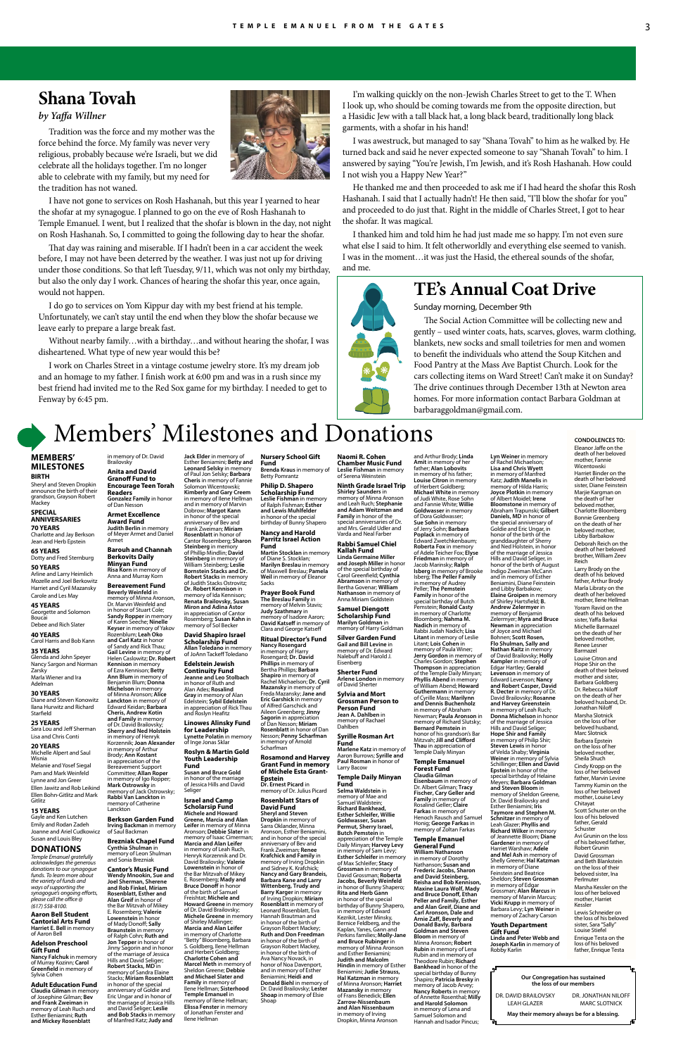## Shana Tovah

*by Yaffa Willner*

Tradition was the force and my mother was the force behind the force. My family was never very religious, probably because we're Israeli, but we did celebrate all the holidays together. I'm no longer able to celebrate with my family, but my need for the tradition has not waned.

I have not gone to services on Rosh Hashanah, but this year I yearned to hear the shofar at my synagogue. I planned to go on the eve of Rosh Hashanah to Temple Emanuel. I went, but I realized that the shofar is blown in the day, not night on Rosh Hashanah. So, I committed to going the following day to hear the shofar.

That day was raining and miserable. If I hadn't been in a car accident the week before, I may not have been deterred by the weather. I was just not up for driving under those conditions. So that left Tuesday, 9/11, which was not only my birthday, but also the only day I work. Chances of hearing the shofar this year, once again, would not happen.

I do go to services on Yom Kippur day with my best friend at his temple. Unfortunately, we can't stay until the end when they blow the shofar because we leave early to prepare a large break fast.

Without nearby family…with a birthday…and without hearing the shofar, I was disheartened. What type of new year would this be?

I work on Charles Street in a vintage costume jewelry store. It's my dream job and an homage to my father. I finish work at 6:00 pm and was in a rush since my best friend had invited me to the Red Sox game for my birthday. I needed to get to Fenway by 6:45 pm.

I'm walking quickly on the non-Jewish Charles Street to get to the T. When I look up, who should be coming towards me from the opposite direction, but a Hasidic Jew with a tall black hat, a long black beard, traditionally long black garments, with a shofar in his hand!

I was awestruck, but managed to say "Shana Tovah" to him as he walked by. He turned back and said he never expected someone to say "Shanah Tovah" to him. I answered by saying "You're Jewish, I'm Jewish, and it's Rosh Hashanah. How could I not wish you a Happy New Year?"

He thanked me and then proceeded to ask me if I had heard the shofar this Rosh Hashanah. I said that I actually hadn't! He then said, "I'll blow the shofar for you" and proceeded to do just that. Right in the middle of Charles Street, I got to hear the shofar. It was magical.

I thanked him and told him he had just made me so happy. I'm not even sure what else I said to him. It felt otherworldly and everything else seemed to vanish. I was in the moment…it was just the Hasid, the ethereal sounds of the shofar, and me.

## TE's Annual Coat Drive

Sunday morning, December 9th

The Social Action Committee will be collecting new and gently – used winter coats, hats, scarves, gloves, warm clothing, blankets, new socks and small toiletries for men and women to benefit the individuals who attend the Soup Kitchen and Food Pantry at the Mass Ave Baptist Church. Look for the cars collecting items on Ward Street! Can't make it on Sunday? The drive continues through December 13th at Newton area homes. For more information contact Barbara Goldman at barbaraggoldman@gmail.com.

# Members' Milestones and Donations

### MEMBERS' MILESTONES

**BIRTH**

Sheryl and Steven Dropkin announce the birth of their grandson, Grayson Robert Mackey

**SPECIAL ANNIVERSARIES**

**70 YEARS**
Charlotte and Jay Berkson
Jean and Herb Epstein

**65 YEARS**
Dotty and Fred Sternburg

**50 YEARS**
Arline and Larry Heimlich
Mozelle and Joel Berkowitz
Harriet and Cyril Mazansky
Carole and Les May

**45 YEARS**
Georgette and Solomon Boucai
Debee and Rich Slater

**40 YEARS**
Carol Harris and Bob Kann

**35 YEARS**
Glenda and John Speyer
Nancy Sargon and Norman Zarsky
Marla Wiener and Ira Adelman

**30 YEARS**
Diane and Steven Konowitz
Ilana Hurwitz and Richard Starfield

**25 YEARS**
Sara Lou and Jeff Sherman
Lisa and Chris Conti

**20 YEARS**
Michelle Alpert and Saul Wisnia
Melanie and Yosef Siegal
Pam and Mark Weinfeld
Lynne and Jon Greer
Ellen Jawitz and Bob Leikind
Ellen Bohn-Gitlitz and Mark Gitlitz

**15 YEARS**
Gayle and Ken Lutchen
Emily and Rodan Zadeh
Joanne and Ariel Cudkowicz
Susan and Louis Bley

### DONATIONS

*Temple Emanuel gratefully acknowledges the generous donations to our synagogue funds. To learn more about the variety of funds and ways of supporting the synagogue's ongoing efforts, please call the office @ (617) 558-8100.*

**Aaron Bell Student Cantorial Arts Fund**
**Harriet E. Bell** in memory of Aaron Bell

**Adelson Preschool Gift Fund**
**Nancy Falchuk** in memory of Murray Kozinn; **Carol Greenfield** in memory of Sylvia Cohen

**Adult Education Fund**
**Claudia Gilman** in memory of Josephine Gilman; **Bev and Frank Zweiman** in memory of Leah Rusch and Esther Beniamini; **Ruth and Mickey Rosenblatt** in memory of Dr. David Brailovsky

**Anita and David Granoff Fund to Encourage Teen Torah Readers**
**Gonzalez Family** in honor of Dan Nesson

**Armet Excellence Award Fund**
**Judith Berlin** in memory of Meyer Armet and Daniel Armet

**Barouh and Channah Berkovits Daily Minyan Fund**
**Risa Korn** in memory of Anna and Murray Korn

**Bereavement Fund**
**Beverly Weinfeld** in memory of Minna Aronson, Dr. Marvin Weinfeld and in honor of Stuart Cole; **Sandy Ropper** in memory of Karen Seeche; **Ninelle Keyser** in memory of Yakov Rozenblum; **Leah Oko and Carl Katz** in honor of Sandy and Rick Thau; **Gail Levine** in memory of Helen Caslowitz; **Dr. Robert Kennison** in memory of Ezra Kennison; **Betty Ann Blum** in memory of Benjamin Blum; **Donna Michelson** in memory of Minna Aronson; **Alice Lanckton** in memory of Edward Keidan; **Barbara Cheris, Andrew Kotin and Family** in memory of Dr. David Brailovsky; **Sherry and Ned Holstein** in memory of Henryk Korzennik; **Joan Alexander** in memory of Arthur Brody; **Ann Kostant** in appreciation of the Bereavement Support Committee; **Allan Roper** in memory of Igo Ropper; **Mark Ostrowsky** in memory of Jack Ostrowsky; **Rabbi Van Lanckton** in memory of Catherine Lanckton

**Berkson Garden Fund**
**Irving Backman** in memory of Saul Backman

**Brezniak Chapel Fund**
**Cynthia Shulman** in memory of Leon Shulman and Sonia Brezniak

**Cantor's Music Fund**
**Wendy Mnookin, Sue and Joel Sherman, Sherene and Rob Finkel, Miriam Rosenblatt, Esther and Alan Greif** in honor of the Bar Mitzvah of Mikey E. Rosenberg; **Valerie Lowenstein** in honor of Mady Donoff; **Sally Braunstein** in memory of Ralph Cohn; **Ruth and Jon Tepper** in honor of Jinny Sagorin and in honor of the marriage of Jessica Hills and David Seliger; **Robert Stacks, MD** in memory of Sandra Elaine Stacks; **Miriam Rosenblatt** in honor of the special anniversary of Goldie and Eric Ungar and in honor of the marriage of Jessica Hills and David Seliger; **Leslie and Bob Stacks** in memory of Manfred Katz; **Judy and Jack Elder** in memory of Esther Beniamini; **Betty and Leonard Selsky** in memory of Paul Jon Selsky; **Barbara Cheris** in memory of Fannie Solomon Wicentowski; **Kimberly and Gary Creem** in memory of Ilene Hellman and in memory of Marvin Dobrow; **Margot Kann** in honor of the special anniversary of Bev and Frank Zweiman; **Miriam Rosenblatt** in honor of Cantor Rosenberg; **Sharon Steinberg** in memory of Phillip Mindlin; **David Steinberg** in memory of William Steinberg; **Leslie Bornstein Stacks and Dr. Robert Stacks** in memory of Judith Stacks Ostrovitz; **Dr. Robert Kennison** in memory of Ida Kennison; **Renata Brailovsky, Susan Miron and Adina Astor** in appreciation of Cantor Rosenberg; **Susan Kahn** in memory of Sol Becker

**David Shapiro Israel Scholarship Fund**
**Allan Toledano** in memory of JoAnn Tackeff Toledano

**Edelstein Jewish Continuity Fund**
**Jeanne and Leo Stolbach** in honor of Ruth and Alan Ades; **Rosalind Gray** in memory of Alan Edelstein; **Sybil Edelstein** in appreciation of Rick Thau and Roslyn Heafitz

**Linowes Alinsky Fund for Leadership**
**Lynette Polatin** in memory of Inge Jonas Sklar

**Roslyn & Martin Gold Youth Leadership Fund**
**Susan and Bruce Gold** in honor of the marriage of Jessica Hills and David Seliger

**Israel and Camp Scholarship Fund**
**Michele and Howard Greene, Marcia and Alan Leifer** in memory of Minna Aronson; **Debbie Slater** in memory of Isaac Zimerman; **Marcia and Alan Leifer** in memory of Leah Ruch, Henryk Korzennik and Dr. David Brailovsky; **Valerie Lowenstein** in honor of the Bar Mitzvah of Mikey E. Rosenberg; **Mady and Arnie Zaff** in honor of the birth of Samuel Freishtat; **Michele and Howard Greene** in memory of Dr. David Brailovsky; **Michele Greene** in memory of Shirley Mallinger; **Marcia and Alan Leifer** in memory of Charlotte "Betty" Bloomberg, Barbara S. Goldberg, Ilene Hellman and Herbert Goldberg; **Charlotte Cohen and Marcel Meth** in memory of Rose Meth and in honor of Noa Davenport, and in memory of Sheldon Greene; **Debbie and Michael Slater and Family** in memory of Ilene Hellman; **Sisterhood Temple Emanuel** in memory of Ilene Hellman; **Elissa Fenster** in memory of Jonathan Fenster and Ilene Hellman

**Nursery School Gift Fund**
**Brenda Kraus** in memory of Betty Pomrantz

**Philip D. Shapero Scholarship Fund**
**Leslie Fishman** in memory of Ralph Fishman; **Esther and Lewis Muhlfelder** in honor of the special birthday of Bunny Shapero

**Nancy and Harold Parritz Israel Action Fund**
**Martin Stocklan** in memory of Diane S. Stocklan; **Marilyn Breslau** in memory of Maxwell Breslau; **Pamela Weil** in memory of Eleanor Sacks

**Prayer Book Fund**
**The Breslau Family** in memory of Melvin Stavis; **Judy Szathmary** in memory of Isadore Aaron; **David Katseff** in memory of Clara and George Katseff

**Ritual Director's Fund**
**Nancy Rosengard** in memory of Harry Rosengard; **Dr. David Phillips** in memory of Bertha Phillips; **Barbara Shapiro** in memory of Rachel Michaelson; **Dr. Cyril Mazansky** in memory of Freda Mazansky; **Jane and Eric Garshick** in memory of Alfred Garschick and Aileen Greenberg; **Jinny Sagorin** in appreciation of Dan Nesson; **Miriam Rosenblatt** in honor of Dan Nesson; **Penny Scharfman** in memory of Arnold Scharfman

**Rosamond and Harvey Grant Fund in memory of Michele Esta Grant-Epstein**
**Dr. Ernest Picard** in memory of Dr. Julius Picard

**Rosenblatt Stars of David Fund**
**Sheryl and Steven Dropkin** in memory of Sarra Oklander, Minna Aronson, Esther Beniamini, and in honor of the special anniversary of Bev and Frank Zweiman; **Renee Krafchick and Family** in memory of Irving Dropkin and Sidney K. Krafchick; **Nancy and Gary Brandeis, Barbara Kane and Larry Wittenberg, Trudy and Barry Karger** in memory of Irving Dropkin; **Miriam Rosenblatt** in memory of Leonard Rosenblatt, Eva Hannah Brautman and in honor of the birth of Grayson Robert Mackey; **Miriam Rosenblatt** in honor of the birth of Grayson Robert Mackey, in honor of the birth of Ava Nancy Novack, in honor of Noa Davenport, and in memory of Esther Beniamini; **Heidi and Donald Biehl** in memory of Dr. David Brailovsky; **Lester Shoap** in memory of Elsie Shoap

**Naomi R. Cohen Chamber Music Fund**
**Leslie Fishman** in memory of Serena Weinstein

**Ninth Grade Israel Trip**
**Shirley Saunders** in memory of Minna Aronson and Leah Ruch; **Stephanie and Adam Weitzman and Family** in honor of the special anniversaries of Dr. and Mrs. Gerald Udler and Varda and Neal Farber

**Rabbi Samuel Chiel Kallah Fund**
**Linda Germaine Miller and Joseph Miller** in honor of the special birthday of Carol Greenfield; **Cynthia Abramson** in memory of Bertha Govenar; **William Nathanson** in memory of Anna Miriam Goldstein

**Samuel Diengott Scholarship Fund**
**Marilyn Goldman** in memory of Harry Goldman

**Silver Garden Fund**
**Gail and Bill Levine** in memory of Dr. Edward Nadeloff and Harold J. Eisenberg

**Sherter Fund**
**Arlene London** in memory of David Sherter

**Sylvia and Mort Grossman Person to Person Fund**
**Jean A. Dahlben** in memory of Rachael Dahlben

**Syrille Rosman Art Fund**
**Marlene Katz** in memory of Aaron Burrows; **Syrille and Paul Rosman** in honor of Larry Barcow

**Temple Daily Minyan Fund**
**Selma Waldstein** in memory of Mae and Samuel Waldstein; **Richard Bankhead, Esther Schleifer, Willie Goldwasser, Susan Permut, Sherry Israel, Butch Pemstein** in appreciation of the Temple Daily Minyan; **Harvey Levy** in memory of Sam Levy; **Esther Schleifer** in memory of Max Schleifer; **Stacy Grossman** in memory of David Grossman; **Roberta Jacobs, Beverly Weinfeld** in honor of Bunny Shapero; **Rita and Herb Gann** in honor of the special birthday of Bunny Shapero, in memory of Edward Kezrikit, Lester Minsky, Bernice Feldberg, and the Kaplan, Yanes, Gann and Perkins families; **Molly-Jane and Bruce Rubinger** in memory of Minna Aronson and Esther Beniamini; **Judith and Malcolm Hindin** in memory of Esther Beniamini; **Judie Strauss, Hal Katzman** in memory of Minna Aronson; **Harriet Mazansky** in memory of Frans Benedick; **Ellen Zarrow-Nissenbaum and Alan Nissenbaum** in memory of Irving Dropkin, Minna Aronson and Arthur Brody; **Linda Amit** in memory of her father; **Alan Lobovits** in memory of his father; **Louise Citron** in memory of Herbert Goldberg; **Michael White** in memory of Judi White, Rose Sohn and Fannie White; **Willie Goldwasser** in memory of Dora Goldwasser; **Sue Sohn** in memory of Jerry Sohn; **Barbara Poplack** in memory of Edward Zwetchkenbaum; **Roberta Fox** in memory of Adele Teicher Fox; **Elyse Friedman** in memory of Jacob Marinsky; **Ralph Isberg** in memory of Brooke Isberg; **The Peller Family** in memory of Audrey Peller; **The Pemstein Family** in honor of the special birthday of Butch Pemstein; **Ronald Casty** in memory of Charlotte Bloomberg; **Nahma M. Nadich** in memory of Rabbi Judah Nadich; **Lisa Litant** in memory of Leslie Litant; **Lois Cohen** in memory of Paula Winer; **Jerry Gordon** in memory of Charles Gordon; **Stephen Thompson** in appreciation of the Temple Daily Minyan; **Phyllis Abend** in memory of William Abend; **Howard Guthermann** in memory of Cyrille Mass; **Marilynn and Dennis Buchenholz** in memory of Abraham Newman; **Paula Aronson** in memory of Richard Slutsky; **Bernard Pemstein** in honor of his grandson's Bar Mitzvah; **Jill and Clifford Thau** in appreciation of Temple Daily Minyan

**Temple Emanuel Forest Fund**
**Claudia Gilman Eisenbaum** in memory of Dr. Albert Gilman; **Tracy Fischer, Cary Geller and Family** in memory of Rosalind Geller; **Claire Farkas** in memory of Henoch Rausch and Samuel Honig; **George Farkas** in memory of Zoltan Farkas

**Temple Emanuel General Fund**
**William Nathanson** in memory of Dorothy Nathanson; **Susan and Frederic Jacobs, Sharon and David Steinberg, Reisha and Bob Kennison, Maxine Laura Wolf, Mady and Bruce Donoff, Ethan Peller and Family, Esther and Alan Greif, Diane and Carl Aronson, Dale and Arnie Zaff, Beverly and Donald Bavly, Barbara Goldman and Steven Bloom** in memory of Minna Aronson; **Robert Rubin** in memory of Lena Rubin and in memory of Theodore Rubin; **Richard Bankhead** in honor of the special birthday of Bunny Shapiro; **Patricia Bresky** in memory of Jacob Avrey; **Nancy Roberts** in memory of Annette Rosenthal; **Milly and Harold Solomon** in memory of Lena and Samuel Solomon and Hannah and Isador Pincus; **Lyn Weiner** in memory of Rachel Michaelson; **Lisa and Chris Wyett** in memory of Manfred Katz; **Judith Manelis** in memory of Hilda Harris; **Joyce Plotkin** in memory of Albert Moidel; **Irene Bloomstone** in memory of Abraham Trapunski; **Gilbert Daniels, MD** in honor of the special anniversary of Goldie and Eric Ungar, in honor of the birth of the granddaughter of Sherry and Ned Holstein, in honor of the marriage of Jessica Hills and David Seliger, in honor of the birth of August Indigo Zweiman McCann and in memory of Esther Beniamini, Diane Feinstein and Libby Barbakow; **Elaine Groipen** in memory of Shirley Hertzfeld; **B. Andrew Zelermyer** in memory of Benjamin Zelermyer; **Myra and Bruce Newman** in appreciation of Joyce and Michael Bohnen; **Scott Rosen, Flo Shulman, Sally and Nathan Katz** in memory of David Brailovsky; **Holly Kampler** in memory of Edgar Hartley; **Gerald Levenson** in memory of Edward Levenson; **Nancy and Robert Casper, David R. Decter** in memory of Dr. David Brailovsky; **Rosanne and Harvey Greenstein** in memory of Leah Ruch; **Donna Michelson** in honor of the marriage of Jessica Hills and David Seliger; **Hope Shir and Family** in memory of Philip Shir; **Steven Lewis** in honor of Velda Shaby; **Virginia Weiner** in memory of Sylvia Schillinger; **Ellen and David Epstein** in honor of the special birthday of Helaine Meyers; **Barbara Goldman and Steven Bloom** in memory of Sheldon Greene, Dr. David Brailovsky and Esther Beniamini; **Iris Taymore and Stephen M. Schnitzer** in memory of Leah Gazer; **Phyllis and Richard Wilker** in memory of Jeannette Bloom; **Diane Gardener** in memory of Harriet Warshaw; **Adele and Mel Ash** in memory of Shelly Greene; **Hal Katzman** in memory of Diane Feinstein and Beatrice Sheldon; **Steven Grossman** in memory of Edgar Grossman; **Alan Marcus** in memory of Marvin Marcus; **Vicki Krupp** in memory of Barbara Levy; **Lyn Weiner** in memory of Zachary Carson

**Youth Department Gift Fund**
**Linda and Peter Webb and Joseph Karlin** in memory of Robby Karlin

**CONDOLENCES TO:**

Eleanor Jaffe on the death of her beloved mother, Fannie Wicentowski

Harriet Binder on the death of her beloved sister, Diane Feinstein

Marjie Kargman on the death of her beloved mother, Charlotte Bloomberg

Bonnie Greenberg on the death of her beloved mother, Libby Barbakow

Deborah Reich on the death of her beloved brother, William Zeev Reich

Larry Brody on the death of his beloved father, Arthur Brody

Marla Library on the death of her beloved mother, Ilene Hellman

Yoram Ravid on the death of his beloved sister, Yaffa Barkai

Michelle Barmazel on the death of her beloved mother, Renee Lesner Barmazel

Louise Citron and Hope Shir on the death of their beloved mother and sister, Barbara Goldberg

Dr. Rebecca Niloff on the death of her beloved husband, Dr. Jonathan Niloff

Marsha Slotnick on the loss of her beloved husband, Marc Slotnick

Barbara Epstein on the loss of her beloved mother, Sheila Shuch

Cindy Kropp on the loss of her beloved father, Marvin Levine

Tammy Kumin on the loss of her beloved mother, Louise Levy Chitayat

Scott Schuster on the loss of his beloved father, Gerald Schuster

Avi Grunin on the loss of his beloved father, Robert Grunin

David Grossman and Beth Blankstein on the loss of their beloved sister, Ina Perlmuter

Marsha Kessler on the loss of her beloved mother, Harriet Kessler

Lewis Schneider on the loss of his beloved sister, Sara "Sally" Louise Stiefel

Enrique Testa on the loss of his beloved father, Enrique Testa

**Our Congregation has sustained the loss of our members**

DR. DAVID BRAILOVSKY
LEAH GLAZER
DR. JONATHAN NILOFF
MARC SLOTNICK

**May their memory always be for a blessing.**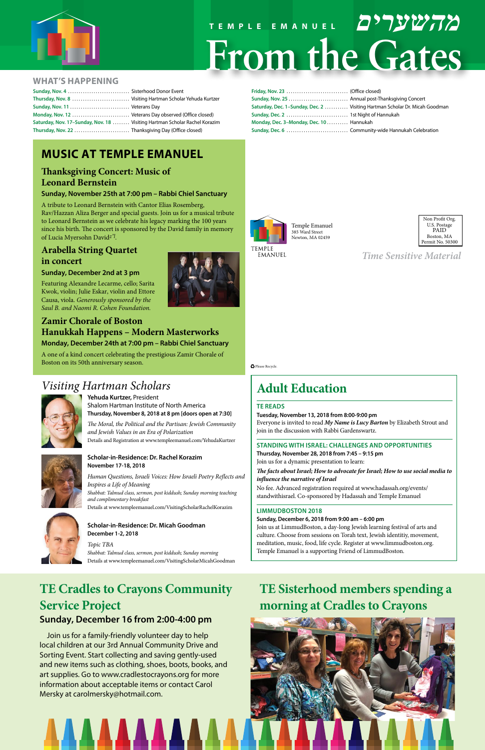# TEMPLE EMANUEL מהשערים From the Gates

## WHAT'S HAPPENING

| | |
|---|---|
| Sunday, Nov. 4 | Sisterhood Donor Event |
| Thursday, Nov. 8 | Visiting Hartman Scholar Yehuda Kurtzer |
| Sunday, Nov. 11 | Veterans Day |
| Monday, Nov. 12 | Veterans Day observed (Office closed) |
| Saturday, Nov. 17–Sunday, Nov. 18 | Visiting Hartman Scholar Rachel Korazim |
| Thursday, Nov. 22 | Thanksgiving Day (Office closed) |
| Friday, Nov. 23 | (Office closed) |
| Sunday, Nov. 25 | Annual post-Thanksgiving Concert |
| Saturday, Dec. 1–Sunday, Dec. 2 | Visiting Hartman Scholar Dr. Micah Goodman |
| Sunday, Dec. 2 | 1st Night of Hannukah |
| Monday, Dec. 3–Monday, Dec. 10 | Hannukah |
| Sunday, Dec. 6 | Community-wide Hannukah Celebration |

## MUSIC AT TEMPLE EMANUEL

### Thanksgiving Concert: Music of Leonard Bernstein

**Sunday, November 25th at 7:00 pm – Rabbi Chiel Sanctuary**

A tribute to Leonard Bernstein with Cantor Elias Rosemberg, Rav/Hazzan Aliza Berger and special guests. Join us for a musical tribute to Leonard Bernstein as we celebrate his legacy marking the 100 years since his birth. The concert is sponsored by the David family in memory of Lucia Myersohn David"ל ז.

### Arabella String Quartet in concert

**Sunday, December 2nd at 3 pm**

Featuring Alexandre Lecarme, cello; Sarita Kwok, violin; Julie Eskar, violin and Ettore Causa, viola. *Generously sponsored by the Saul B. and Naomi R. Cohen Foundation.*

### Zamir Chorale of Boston Hanukkah Happens – Modern Masterworks

**Monday, December 24th at 7:00 pm – Rabbi Chiel Sanctuary**

A one of a kind concert celebrating the prestigious Zamir Chorale of Boston on its 50th anniversary season.

Temple Emanuel
385 Ward Street
Newton, MA 02459

TEMPLE EMANUEL

Non Profit Org.
U.S. Postage
PAID
Boston, MA
Permit No. 50300

*Time Sensitive Material*

Please Recycle.

## *Visiting Hartman Scholars*

**Yehuda Kurtzer,** President
Shalom Hartman Institute of North America
**Thursday, November 8, 2018 at 8 pm [doors open at 7:30]**

*The Moral, the Political and the Partisan: Jewish Community and Jewish Values in an Era of Polarization*

Details and Registration at www.templeemanuel.com/YehudaKurtzer

**Scholar-in-Residence: Dr. Rachel Korazim**
**November 17-18, 2018**

*Human Questions, Israeli Voices: How Israeli Poetry Reflects and Inspires a Life of Meaning*

*Shabbat: Talmud class, sermon, post kiddush; Sunday morning teaching and complimentary breakfast*

Details at www.templeemanuel.com/VisitingScholarRachelKorazim

**Scholar-in-Residence: Dr. Micah Goodman**
**December 1-2, 2018**

*Topic TBA*

*Shabbat: Talmud class, sermon, post kiddush; Sunday morning*

Details at www.templeemanuel.com/VisitingScholarMicahGoodman

## Adult Education

### TE READS

**Tuesday, November 13, 2018 from 8:00-9:00 pm**

Everyone is invited to read ***My Name is Lucy Barton*** by Elizabeth Strout and join in the discussion with Rabbi Gardenswartz.

### STANDING WITH ISRAEL: CHALLENGES AND OPPORTUNITIES

**Thursday, November 28, 2018 from 7:45 – 9:15 pm**

Join us for a dynamic presentation to learn:

***The facts about Israel; How to advocate for Israel; How to use social media to influence the narrative of Israel***

No fee. Advanced registration required at www.hadassah.org/events/standwithisrael. Co-sponsored by Hadassah and Temple Emanuel

### LIMMUDBOSTON 2018

**Sunday, December 6, 2018 from 9:00 am – 6:00 pm**

Join us at LimmudBoston, a day-long Jewish learning festival of arts and culture. Choose from sessions on Torah text, Jewish identitiy, movement, meditation, music, food, life cycle. Register at www.limmudboston.org. Temple Emanuel is a supporting Friend of LimmudBoston.

## TE Cradles to Crayons Community Service Project

**Sunday, December 16 from 2:00-4:00 pm**

Join us for a family-friendly volunteer day to help local children at our 3rd Annual Community Drive and Sorting Event. Start collecting and saving gently-used and new items such as clothing, shoes, boots, books, and art supplies. Go to www.cradlestocrayons.org for more information about acceptable items or contact Carol Mersky at carolmersky@hotmail.com.

## TE Sisterhood members spending a morning at Cradles to Crayons